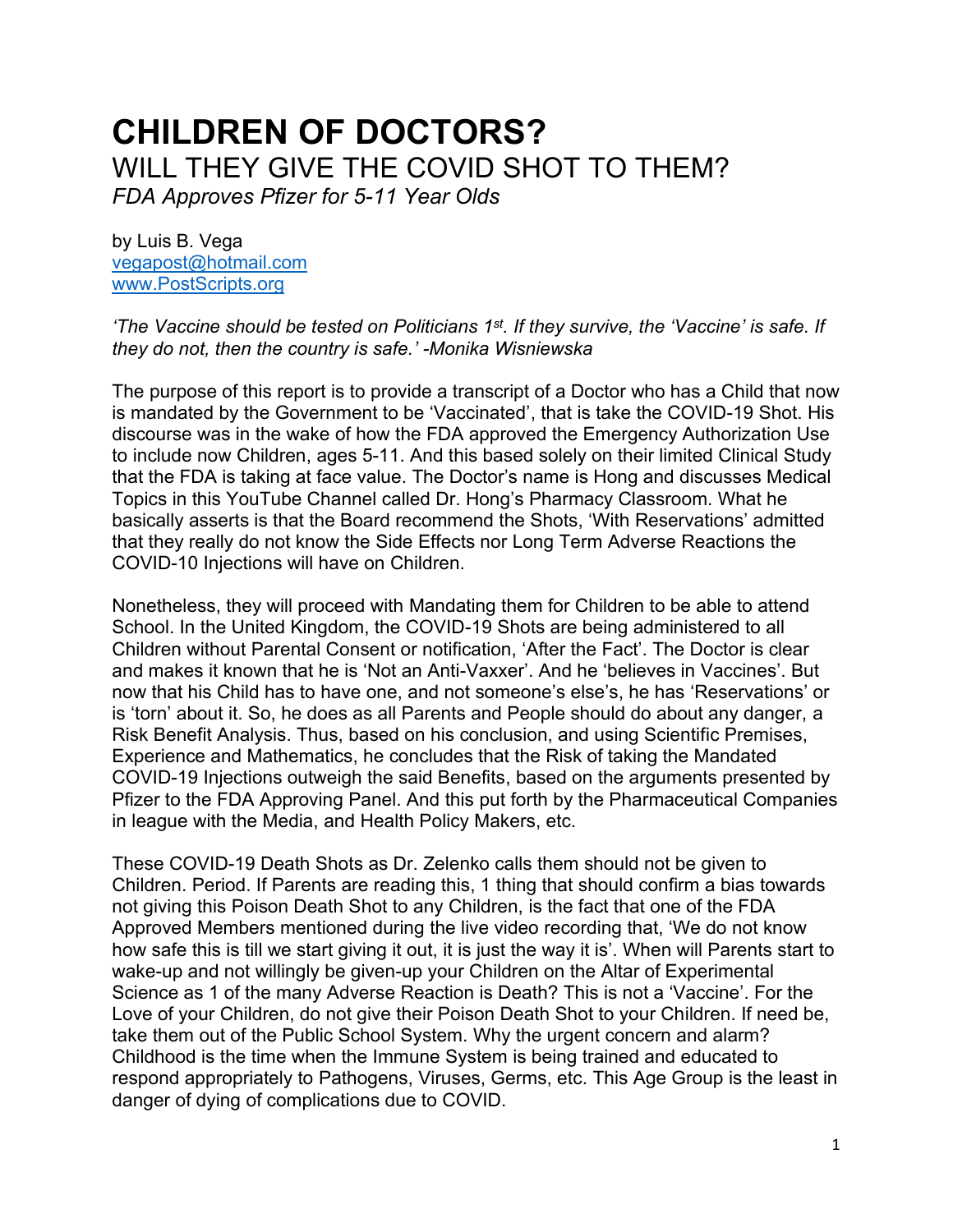# CHILDREN OF DOCTORS?

## WILL THEY GIVE THE COVID SHOT TO THEM?

*FDA Approves Pfizer for 5-11 Year Olds*

by Luis B. Vega
vegapost@hotmail.com
www.PostScripts.org

*'The Vaccine should be tested on Politicians 1st. If they survive, the 'Vaccine' is safe. If they do not, then the country is safe.' -Monika Wisniewska*

The purpose of this report is to provide a transcript of a Doctor who has a Child that now is mandated by the Government to be 'Vaccinated', that is take the COVID-19 Shot. His discourse was in the wake of how the FDA approved the Emergency Authorization Use to include now Children, ages 5-11. And this based solely on their limited Clinical Study that the FDA is taking at face value. The Doctor's name is Hong and discusses Medical Topics in this YouTube Channel called Dr. Hong's Pharmacy Classroom. What he basically asserts is that the Board recommend the Shots, 'With Reservations' admitted that they really do not know the Side Effects nor Long Term Adverse Reactions the COVID-10 Injections will have on Children.

Nonetheless, they will proceed with Mandating them for Children to be able to attend School. In the United Kingdom, the COVID-19 Shots are being administered to all Children without Parental Consent or notification, 'After the Fact'. The Doctor is clear and makes it known that he is 'Not an Anti-Vaxxer'. And he 'believes in Vaccines'. But now that his Child has to have one, and not someone's else's, he has 'Reservations' or is 'torn' about it. So, he does as all Parents and People should do about any danger, a Risk Benefit Analysis. Thus, based on his conclusion, and using Scientific Premises, Experience and Mathematics, he concludes that the Risk of taking the Mandated COVID-19 Injections outweigh the said Benefits, based on the arguments presented by Pfizer to the FDA Approving Panel. And this put forth by the Pharmaceutical Companies in league with the Media, and Health Policy Makers, etc.

These COVID-19 Death Shots as Dr. Zelenko calls them should not be given to Children. Period. If Parents are reading this, 1 thing that should confirm a bias towards not giving this Poison Death Shot to any Children, is the fact that one of the FDA Approved Members mentioned during the live video recording that, 'We do not know how safe this is till we start giving it out, it is just the way it is'. When will Parents start to wake-up and not willingly be given-up your Children on the Altar of Experimental Science as 1 of the many Adverse Reaction is Death? This is not a 'Vaccine'. For the Love of your Children, do not give their Poison Death Shot to your Children. If need be, take them out of the Public School System. Why the urgent concern and alarm? Childhood is the time when the Immune System is being trained and educated to respond appropriately to Pathogens, Viruses, Germs, etc. This Age Group is the least in danger of dying of complications due to COVID.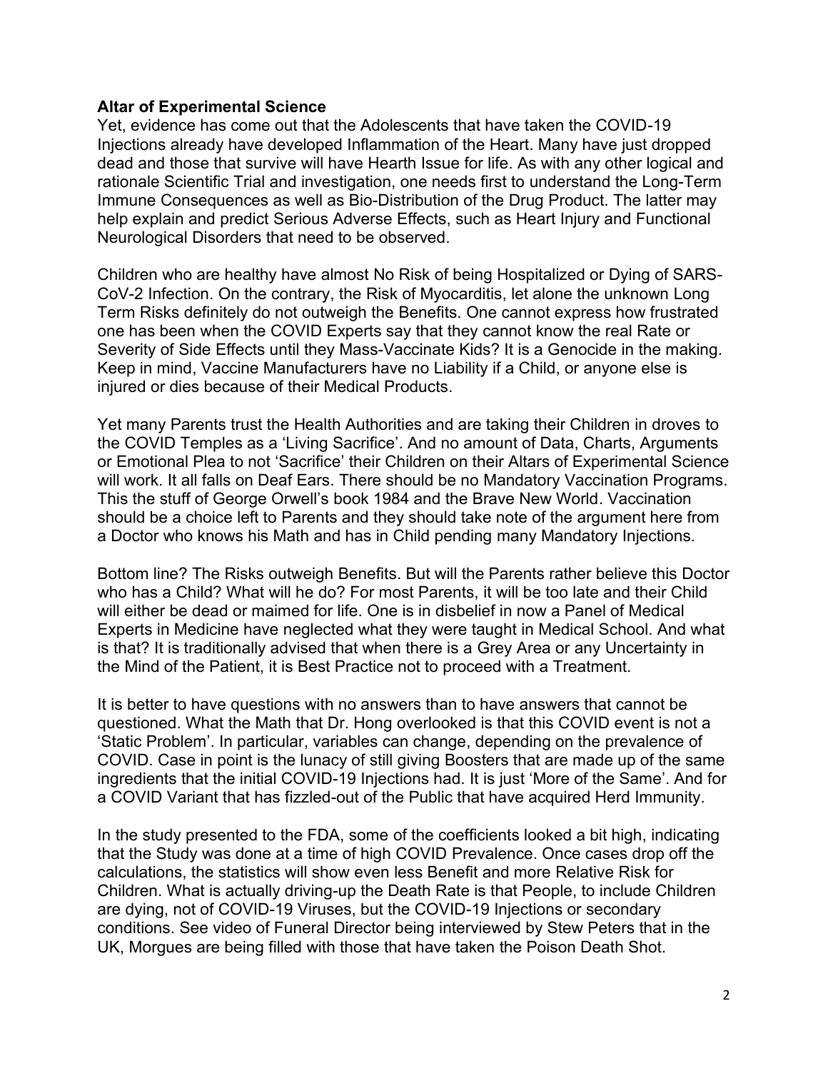**Altar of Experimental Science**

Yet, evidence has come out that the Adolescents that have taken the COVID-19 Injections already have developed Inflammation of the Heart. Many have just dropped dead and those that survive will have Hearth Issue for life. As with any other logical and rationale Scientific Trial and investigation, one needs first to understand the Long-Term Immune Consequences as well as Bio-Distribution of the Drug Product. The latter may help explain and predict Serious Adverse Effects, such as Heart Injury and Functional Neurological Disorders that need to be observed.

Children who are healthy have almost No Risk of being Hospitalized or Dying of SARS-CoV-2 Infection. On the contrary, the Risk of Myocarditis, let alone the unknown Long Term Risks definitely do not outweigh the Benefits. One cannot express how frustrated one has been when the COVID Experts say that they cannot know the real Rate or Severity of Side Effects until they Mass-Vaccinate Kids? It is a Genocide in the making. Keep in mind, Vaccine Manufacturers have no Liability if a Child, or anyone else is injured or dies because of their Medical Products.

Yet many Parents trust the Health Authorities and are taking their Children in droves to the COVID Temples as a 'Living Sacrifice'. And no amount of Data, Charts, Arguments or Emotional Plea to not 'Sacrifice' their Children on their Altars of Experimental Science will work. It all falls on Deaf Ears. There should be no Mandatory Vaccination Programs. This the stuff of George Orwell's book 1984 and the Brave New World. Vaccination should be a choice left to Parents and they should take note of the argument here from a Doctor who knows his Math and has in Child pending many Mandatory Injections.

Bottom line? The Risks outweigh Benefits. But will the Parents rather believe this Doctor who has a Child? What will he do? For most Parents, it will be too late and their Child will either be dead or maimed for life. One is in disbelief in now a Panel of Medical Experts in Medicine have neglected what they were taught in Medical School. And what is that? It is traditionally advised that when there is a Grey Area or any Uncertainty in the Mind of the Patient, it is Best Practice not to proceed with a Treatment.

It is better to have questions with no answers than to have answers that cannot be questioned. What the Math that Dr. Hong overlooked is that this COVID event is not a 'Static Problem'. In particular, variables can change, depending on the prevalence of COVID. Case in point is the lunacy of still giving Boosters that are made up of the same ingredients that the initial COVID-19 Injections had. It is just 'More of the Same'. And for a COVID Variant that has fizzled-out of the Public that have acquired Herd Immunity.

In the study presented to the FDA, some of the coefficients looked a bit high, indicating that the Study was done at a time of high COVID Prevalence. Once cases drop off the calculations, the statistics will show even less Benefit and more Relative Risk for Children. What is actually driving-up the Death Rate is that People, to include Children are dying, not of COVID-19 Viruses, but the COVID-19 Injections or secondary conditions. See video of Funeral Director being interviewed by Stew Peters that in the UK, Morgues are being filled with those that have taken the Poison Death Shot.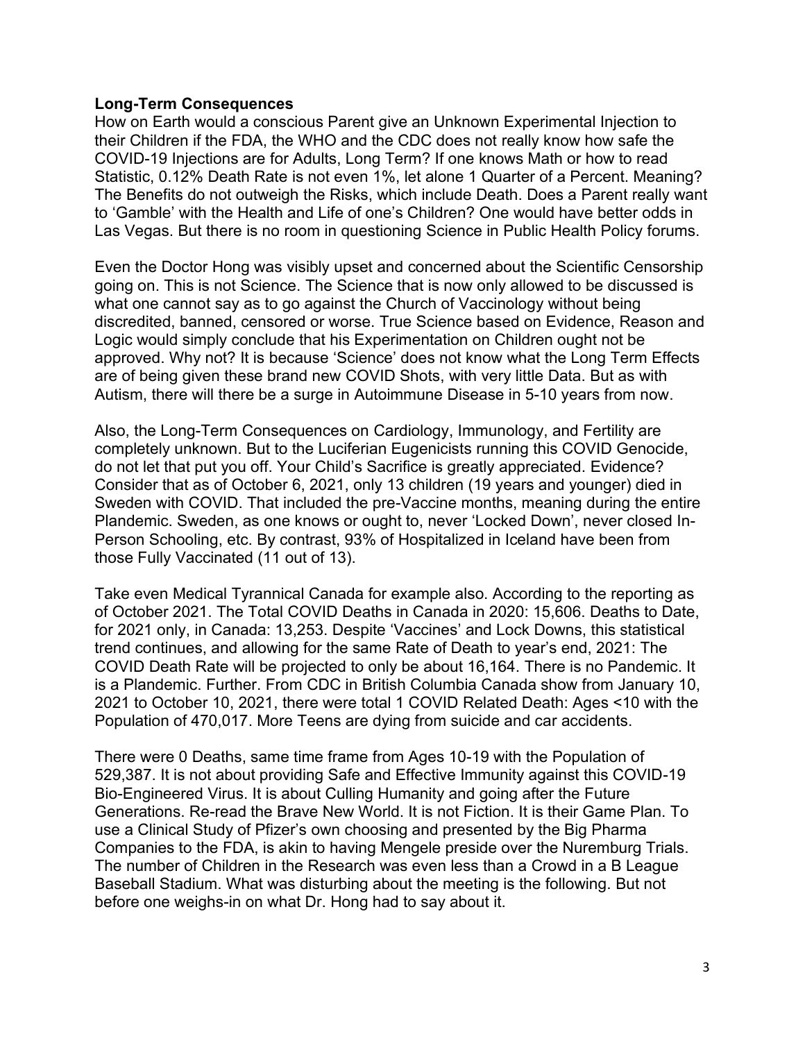**Long-Term Consequences**

How on Earth would a conscious Parent give an Unknown Experimental Injection to their Children if the FDA, the WHO and the CDC does not really know how safe the COVID-19 Injections are for Adults, Long Term? If one knows Math or how to read Statistic, 0.12% Death Rate is not even 1%, let alone 1 Quarter of a Percent. Meaning? The Benefits do not outweigh the Risks, which include Death. Does a Parent really want to 'Gamble' with the Health and Life of one's Children? One would have better odds in Las Vegas. But there is no room in questioning Science in Public Health Policy forums.

Even the Doctor Hong was visibly upset and concerned about the Scientific Censorship going on. This is not Science. The Science that is now only allowed to be discussed is what one cannot say as to go against the Church of Vaccinology without being discredited, banned, censored or worse. True Science based on Evidence, Reason and Logic would simply conclude that his Experimentation on Children ought not be approved. Why not? It is because 'Science' does not know what the Long Term Effects are of being given these brand new COVID Shots, with very little Data. But as with Autism, there will there be a surge in Autoimmune Disease in 5-10 years from now.

Also, the Long-Term Consequences on Cardiology, Immunology, and Fertility are completely unknown. But to the Luciferian Eugenicists running this COVID Genocide, do not let that put you off. Your Child's Sacrifice is greatly appreciated. Evidence? Consider that as of October 6, 2021, only 13 children (19 years and younger) died in Sweden with COVID. That included the pre-Vaccine months, meaning during the entire Plandemic. Sweden, as one knows or ought to, never 'Locked Down', never closed In-Person Schooling, etc. By contrast, 93% of Hospitalized in Iceland have been from those Fully Vaccinated (11 out of 13).

Take even Medical Tyrannical Canada for example also. According to the reporting as of October 2021. The Total COVID Deaths in Canada in 2020: 15,606. Deaths to Date, for 2021 only, in Canada: 13,253. Despite 'Vaccines' and Lock Downs, this statistical trend continues, and allowing for the same Rate of Death to year's end, 2021: The COVID Death Rate will be projected to only be about 16,164. There is no Pandemic. It is a Plandemic. Further. From CDC in British Columbia Canada show from January 10, 2021 to October 10, 2021, there were total 1 COVID Related Death: Ages <10 with the Population of 470,017. More Teens are dying from suicide and car accidents.

There were 0 Deaths, same time frame from Ages 10-19 with the Population of 529,387. It is not about providing Safe and Effective Immunity against this COVID-19 Bio-Engineered Virus. It is about Culling Humanity and going after the Future Generations. Re-read the Brave New World. It is not Fiction. It is their Game Plan. To use a Clinical Study of Pfizer's own choosing and presented by the Big Pharma Companies to the FDA, is akin to having Mengele preside over the Nuremburg Trials. The number of Children in the Research was even less than a Crowd in a B League Baseball Stadium. What was disturbing about the meeting is the following. But not before one weighs-in on what Dr. Hong had to say about it.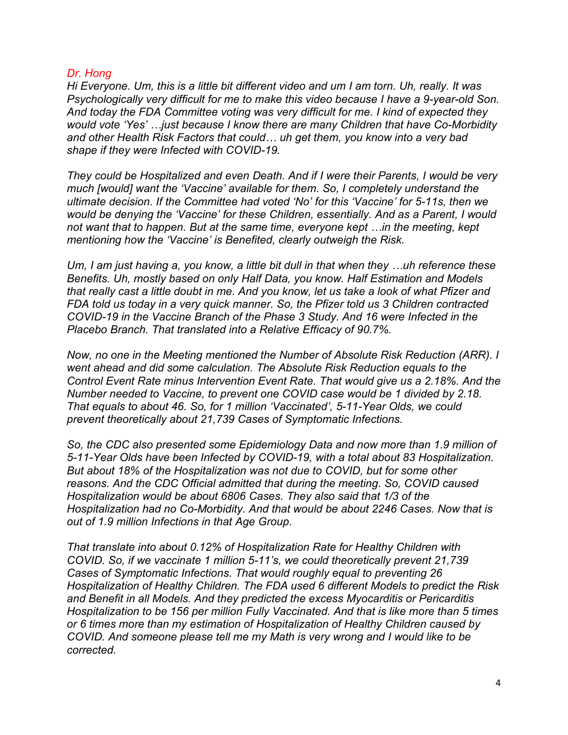*Dr. Hong*

*Hi Everyone. Um, this is a little bit different video and um I am torn. Uh, really. It was Psychologically very difficult for me to make this video because I have a 9-year-old Son. And today the FDA Committee voting was very difficult for me. I kind of expected they would vote 'Yes' …just because I know there are many Children that have Co-Morbidity and other Health Risk Factors that could… uh get them, you know into a very bad shape if they were Infected with COVID-19.*

*They could be Hospitalized and even Death. And if I were their Parents, I would be very much [would] want the 'Vaccine' available for them. So, I completely understand the ultimate decision. If the Committee had voted 'No' for this 'Vaccine' for 5-11s, then we would be denying the 'Vaccine' for these Children, essentially. And as a Parent, I would not want that to happen. But at the same time, everyone kept …in the meeting, kept mentioning how the 'Vaccine' is Benefited, clearly outweigh the Risk.*

*Um, I am just having a, you know, a little bit dull in that when they …uh reference these Benefits. Uh, mostly based on only Half Data, you know. Half Estimation and Models that really cast a little doubt in me. And you know, let us take a look of what Pfizer and FDA told us today in a very quick manner. So, the Pfizer told us 3 Children contracted COVID-19 in the Vaccine Branch of the Phase 3 Study. And 16 were Infected in the Placebo Branch. That translated into a Relative Efficacy of 90.7%.*

*Now, no one in the Meeting mentioned the Number of Absolute Risk Reduction (ARR). I went ahead and did some calculation. The Absolute Risk Reduction equals to the Control Event Rate minus Intervention Event Rate. That would give us a 2.18%. And the Number needed to Vaccine, to prevent one COVID case would be 1 divided by 2.18. That equals to about 46. So, for 1 million 'Vaccinated', 5-11-Year Olds, we could prevent theoretically about 21,739 Cases of Symptomatic Infections.*

*So, the CDC also presented some Epidemiology Data and now more than 1.9 million of 5-11-Year Olds have been Infected by COVID-19, with a total about 83 Hospitalization. But about 18% of the Hospitalization was not due to COVID, but for some other reasons. And the CDC Official admitted that during the meeting. So, COVID caused Hospitalization would be about 6806 Cases. They also said that 1/3 of the Hospitalization had no Co-Morbidity. And that would be about 2246 Cases. Now that is out of 1.9 million Infections in that Age Group.*

*That translate into about 0.12% of Hospitalization Rate for Healthy Children with COVID. So, if we vaccinate 1 million 5-11's, we could theoretically prevent 21,739 Cases of Symptomatic Infections. That would roughly equal to preventing 26 Hospitalization of Healthy Children. The FDA used 6 different Models to predict the Risk and Benefit in all Models. And they predicted the excess Myocarditis or Pericarditis Hospitalization to be 156 per million Fully Vaccinated. And that is like more than 5 times or 6 times more than my estimation of Hospitalization of Healthy Children caused by COVID. And someone please tell me my Math is very wrong and I would like to be corrected.*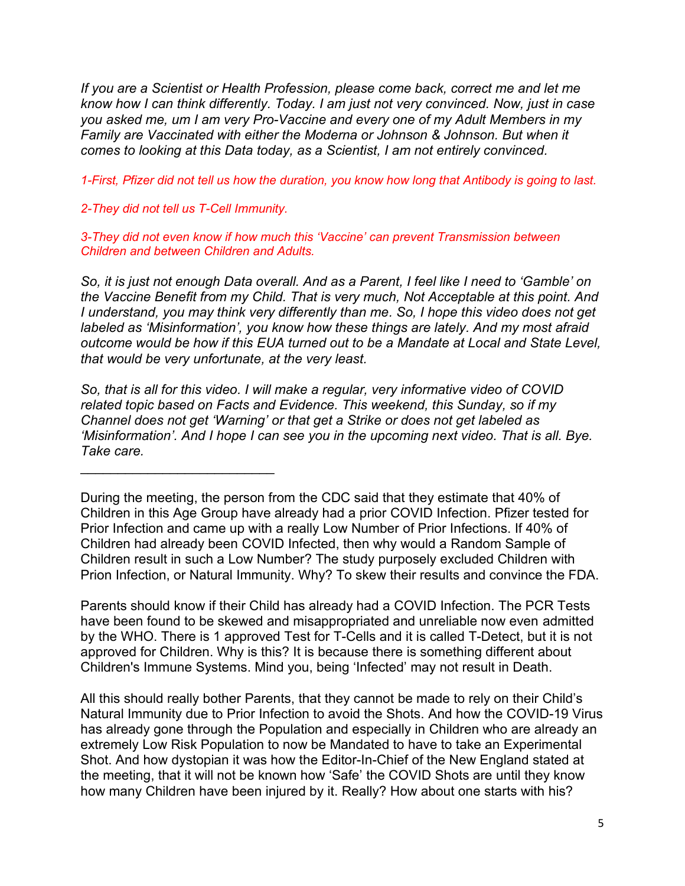*If you are a Scientist or Health Profession, please come back, correct me and let me know how I can think differently. Today. I am just not very convinced. Now, just in case you asked me, um I am very Pro-Vaccine and every one of my Adult Members in my Family are Vaccinated with either the Moderna or Johnson & Johnson. But when it comes to looking at this Data today, as a Scientist, I am not entirely convinced.*

*1-First, Pfizer did not tell us how the duration, you know how long that Antibody is going to last.*

*2-They did not tell us T-Cell Immunity.*

*3-They did not even know if how much this 'Vaccine' can prevent Transmission between Children and between Children and Adults.*

*So, it is just not enough Data overall. And as a Parent, I feel like I need to 'Gamble' on the Vaccine Benefit from my Child. That is very much, Not Acceptable at this point. And I understand, you may think very differently than me. So, I hope this video does not get labeled as 'Misinformation', you know how these things are lately. And my most afraid outcome would be how if this EUA turned out to be a Mandate at Local and State Level, that would be very unfortunate, at the very least.*

*So, that is all for this video. I will make a regular, very informative video of COVID related topic based on Facts and Evidence. This weekend, this Sunday, so if my Channel does not get 'Warning' or that get a Strike or does not get labeled as 'Misinformation'. And I hope I can see you in the upcoming next video. That is all. Bye. Take care.*

___________________________

During the meeting, the person from the CDC said that they estimate that 40% of Children in this Age Group have already had a prior COVID Infection. Pfizer tested for Prior Infection and came up with a really Low Number of Prior Infections. If 40% of Children had already been COVID Infected, then why would a Random Sample of Children result in such a Low Number? The study purposely excluded Children with Prion Infection, or Natural Immunity. Why? To skew their results and convince the FDA.

Parents should know if their Child has already had a COVID Infection. The PCR Tests have been found to be skewed and misappropriated and unreliable now even admitted by the WHO. There is 1 approved Test for T-Cells and it is called T-Detect, but it is not approved for Children. Why is this? It is because there is something different about Children's Immune Systems. Mind you, being 'Infected' may not result in Death.

All this should really bother Parents, that they cannot be made to rely on their Child's Natural Immunity due to Prior Infection to avoid the Shots. And how the COVID-19 Virus has already gone through the Population and especially in Children who are already an extremely Low Risk Population to now be Mandated to have to take an Experimental Shot. And how dystopian it was how the Editor-In-Chief of the New England stated at the meeting, that it will not be known how 'Safe' the COVID Shots are until they know how many Children have been injured by it. Really? How about one starts with his?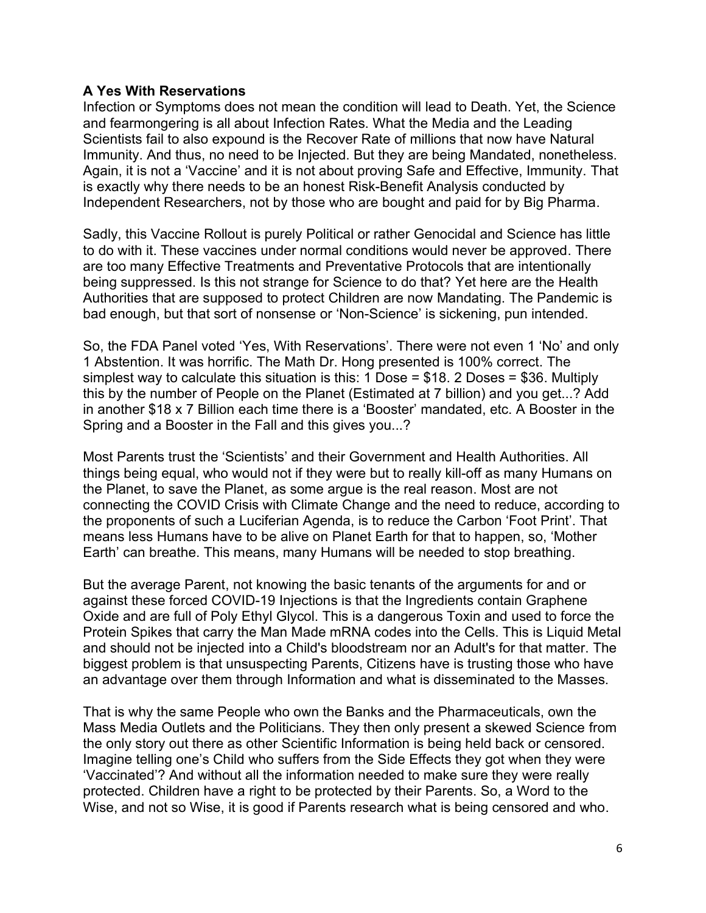**A Yes With Reservations**

Infection or Symptoms does not mean the condition will lead to Death. Yet, the Science and fearmongering is all about Infection Rates. What the Media and the Leading Scientists fail to also expound is the Recover Rate of millions that now have Natural Immunity. And thus, no need to be Injected. But they are being Mandated, nonetheless. Again, it is not a 'Vaccine' and it is not about proving Safe and Effective, Immunity. That is exactly why there needs to be an honest Risk-Benefit Analysis conducted by Independent Researchers, not by those who are bought and paid for by Big Pharma.

Sadly, this Vaccine Rollout is purely Political or rather Genocidal and Science has little to do with it. These vaccines under normal conditions would never be approved. There are too many Effective Treatments and Preventative Protocols that are intentionally being suppressed. Is this not strange for Science to do that? Yet here are the Health Authorities that are supposed to protect Children are now Mandating. The Pandemic is bad enough, but that sort of nonsense or 'Non-Science' is sickening, pun intended.

So, the FDA Panel voted 'Yes, With Reservations'. There were not even 1 'No' and only 1 Abstention. It was horrific. The Math Dr. Hong presented is 100% correct. The simplest way to calculate this situation is this: 1 Dose = $18. 2 Doses = $36. Multiply this by the number of People on the Planet (Estimated at 7 billion) and you get...? Add in another $18 x 7 Billion each time there is a 'Booster' mandated, etc. A Booster in the Spring and a Booster in the Fall and this gives you...?

Most Parents trust the 'Scientists' and their Government and Health Authorities. All things being equal, who would not if they were but to really kill-off as many Humans on the Planet, to save the Planet, as some argue is the real reason. Most are not connecting the COVID Crisis with Climate Change and the need to reduce, according to the proponents of such a Luciferian Agenda, is to reduce the Carbon 'Foot Print'. That means less Humans have to be alive on Planet Earth for that to happen, so, 'Mother Earth' can breathe. This means, many Humans will be needed to stop breathing.

But the average Parent, not knowing the basic tenants of the arguments for and or against these forced COVID-19 Injections is that the Ingredients contain Graphene Oxide and are full of Poly Ethyl Glycol. This is a dangerous Toxin and used to force the Protein Spikes that carry the Man Made mRNA codes into the Cells. This is Liquid Metal and should not be injected into a Child's bloodstream nor an Adult's for that matter. The biggest problem is that unsuspecting Parents, Citizens have is trusting those who have an advantage over them through Information and what is disseminated to the Masses.

That is why the same People who own the Banks and the Pharmaceuticals, own the Mass Media Outlets and the Politicians. They then only present a skewed Science from the only story out there as other Scientific Information is being held back or censored. Imagine telling one's Child who suffers from the Side Effects they got when they were 'Vaccinated'? And without all the information needed to make sure they were really protected. Children have a right to be protected by their Parents. So, a Word to the Wise, and not so Wise, it is good if Parents research what is being censored and who.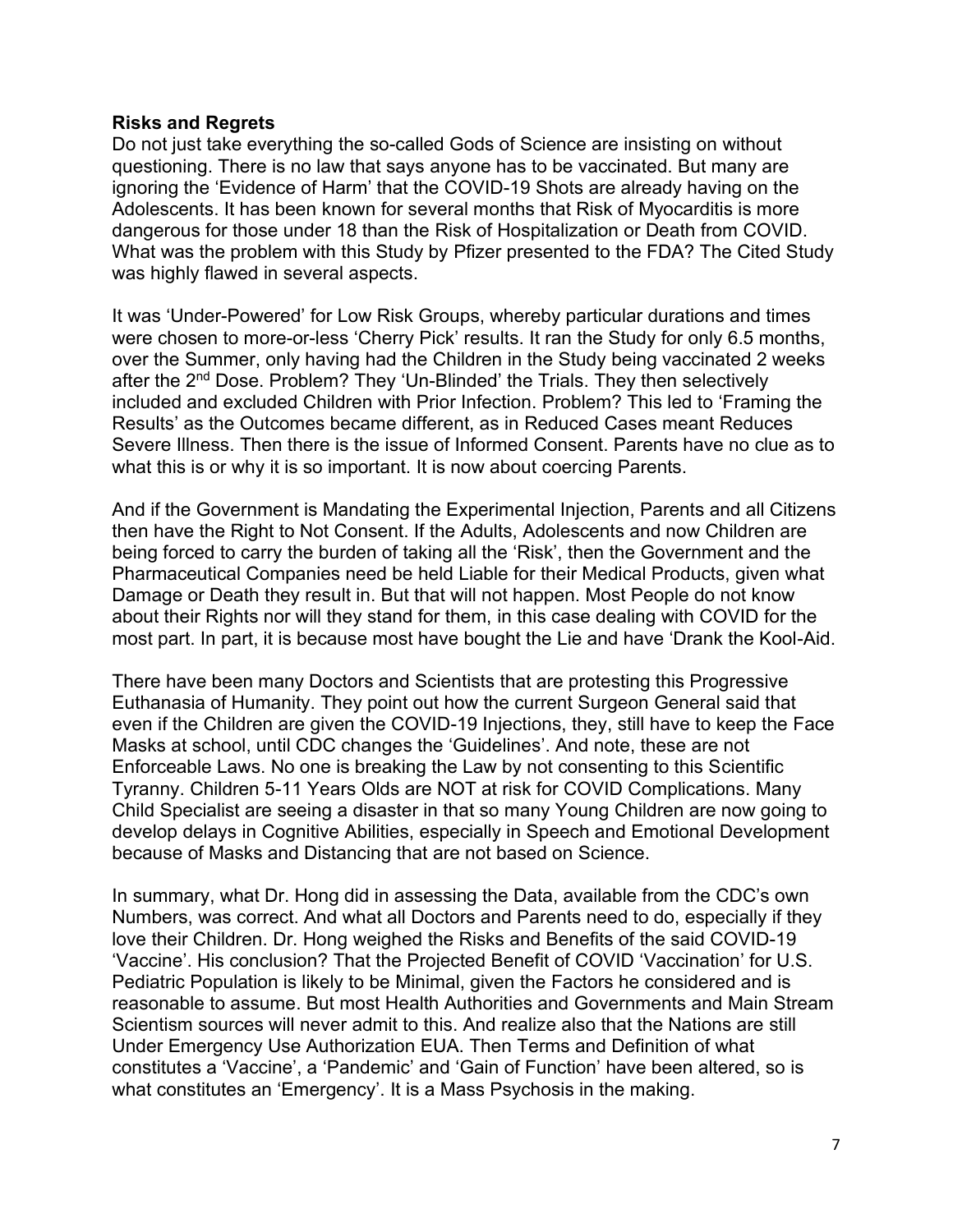**Risks and Regrets**

Do not just take everything the so-called Gods of Science are insisting on without questioning. There is no law that says anyone has to be vaccinated. But many are ignoring the 'Evidence of Harm' that the COVID-19 Shots are already having on the Adolescents. It has been known for several months that Risk of Myocarditis is more dangerous for those under 18 than the Risk of Hospitalization or Death from COVID. What was the problem with this Study by Pfizer presented to the FDA? The Cited Study was highly flawed in several aspects.

It was 'Under-Powered' for Low Risk Groups, whereby particular durations and times were chosen to more-or-less 'Cherry Pick' results. It ran the Study for only 6.5 months, over the Summer, only having had the Children in the Study being vaccinated 2 weeks after the 2nd Dose. Problem? They 'Un-Blinded' the Trials. They then selectively included and excluded Children with Prior Infection. Problem? This led to 'Framing the Results' as the Outcomes became different, as in Reduced Cases meant Reduces Severe Illness. Then there is the issue of Informed Consent. Parents have no clue as to what this is or why it is so important. It is now about coercing Parents.

And if the Government is Mandating the Experimental Injection, Parents and all Citizens then have the Right to Not Consent. If the Adults, Adolescents and now Children are being forced to carry the burden of taking all the 'Risk', then the Government and the Pharmaceutical Companies need be held Liable for their Medical Products, given what Damage or Death they result in. But that will not happen. Most People do not know about their Rights nor will they stand for them, in this case dealing with COVID for the most part. In part, it is because most have bought the Lie and have 'Drank the Kool-Aid.

There have been many Doctors and Scientists that are protesting this Progressive Euthanasia of Humanity. They point out how the current Surgeon General said that even if the Children are given the COVID-19 Injections, they, still have to keep the Face Masks at school, until CDC changes the 'Guidelines'. And note, these are not Enforceable Laws. No one is breaking the Law by not consenting to this Scientific Tyranny. Children 5-11 Years Olds are NOT at risk for COVID Complications. Many Child Specialist are seeing a disaster in that so many Young Children are now going to develop delays in Cognitive Abilities, especially in Speech and Emotional Development because of Masks and Distancing that are not based on Science.

In summary, what Dr. Hong did in assessing the Data, available from the CDC's own Numbers, was correct. And what all Doctors and Parents need to do, especially if they love their Children. Dr. Hong weighed the Risks and Benefits of the said COVID-19 'Vaccine'. His conclusion? That the Projected Benefit of COVID 'Vaccination' for U.S. Pediatric Population is likely to be Minimal, given the Factors he considered and is reasonable to assume. But most Health Authorities and Governments and Main Stream Scientism sources will never admit to this. And realize also that the Nations are still Under Emergency Use Authorization EUA. Then Terms and Definition of what constitutes a 'Vaccine', a 'Pandemic' and 'Gain of Function' have been altered, so is what constitutes an 'Emergency'. It is a Mass Psychosis in the making.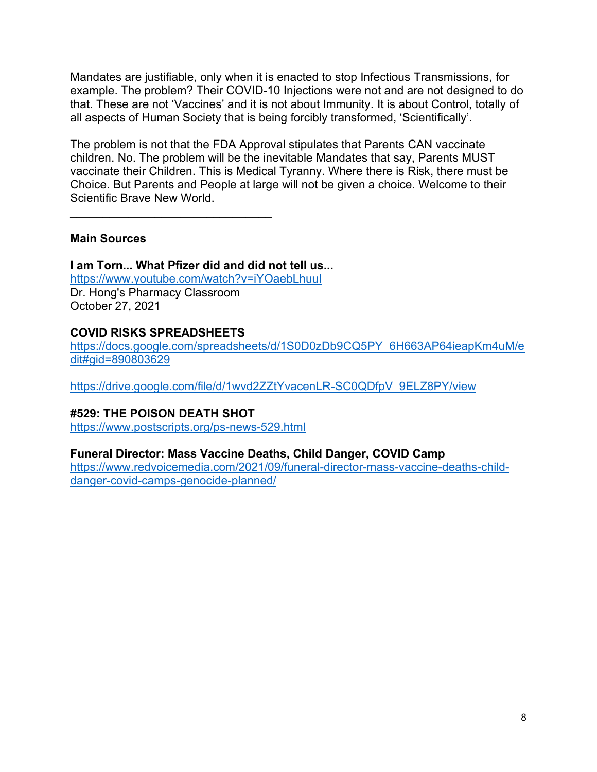Mandates are justifiable, only when it is enacted to stop Infectious Transmissions, for example. The problem? Their COVID-10 Injections were not and are not designed to do that. These are not 'Vaccines' and it is not about Immunity. It is about Control, totally of all aspects of Human Society that is being forcibly transformed, 'Scientifically'.

The problem is not that the FDA Approval stipulates that Parents CAN vaccinate children. No. The problem will be the inevitable Mandates that say, Parents MUST vaccinate their Children. This is Medical Tyranny. Where there is Risk, there must be Choice. But Parents and People at large will not be given a choice. Welcome to their Scientific Brave New World.

---

**Main Sources**

**I am Torn... What Pfizer did and did not tell us...**
https://www.youtube.com/watch?v=iYOaebLhuuI
Dr. Hong's Pharmacy Classroom
October 27, 2021

**COVID RISKS SPREADSHEETS**
https://docs.google.com/spreadsheets/d/1S0D0zDb9CQ5PY_6H663AP64ieapKm4uM/edit#gid=890803629

https://drive.google.com/file/d/1wvd2ZZtYvacenLR-SC0QDfpV_9ELZ8PY/view

**#529: THE POISON DEATH SHOT**
https://www.postscripts.org/ps-news-529.html

**Funeral Director: Mass Vaccine Deaths, Child Danger, COVID Camp**
https://www.redvoicemedia.com/2021/09/funeral-director-mass-vaccine-deaths-child-danger-covid-camps-genocide-planned/